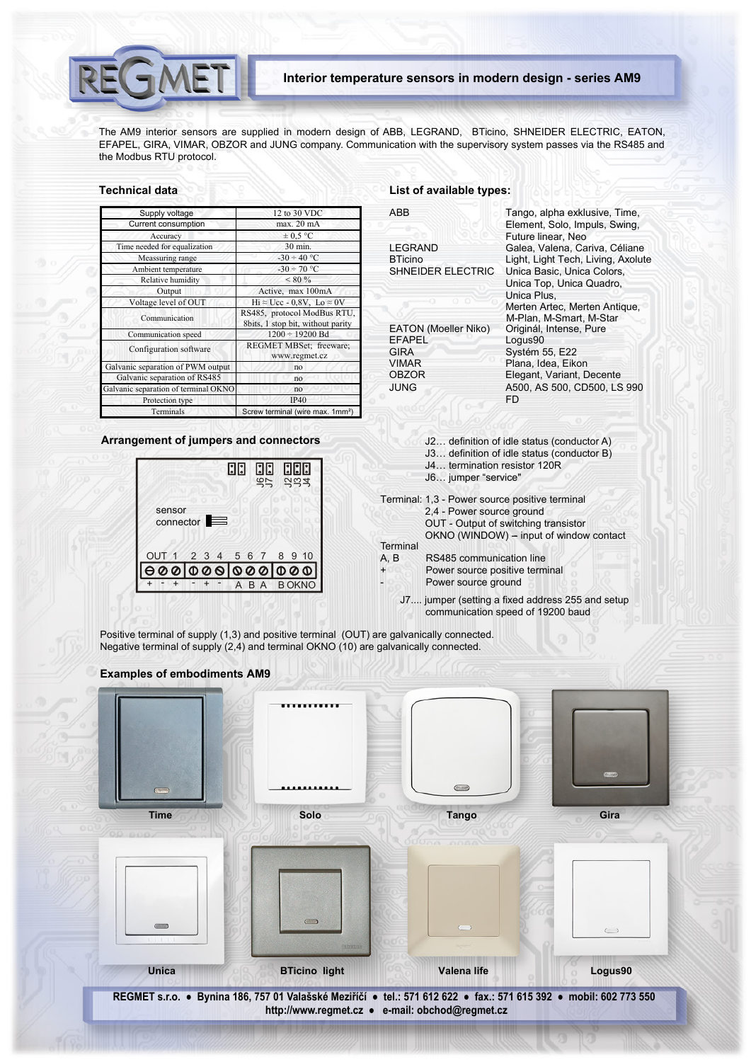# Interior temperature sensors in modern design - series AM9

The AM9 interior sensors are supplied in modern design of ABB, LEGRAND, BTicino, SHNEIDER ELECTRIC, EATON, EFAPEL, GIRA, VIMAR, OBZOR and JUNG company. Communication with the supervisory system passes via the RS485 and the Modbus RTU protocol.

## Technical data

| Parameter | Value |
|---|---|
| Supply voltage | 12 to 30 VDC |
| Current consumption | max. 20 mA |
| Accuracy | ± 0,5 °C |
| Time needed for equalization | 30 min. |
| Measuring range | -30 ÷ 40 °C |
| Ambient temperature | -30 ÷ 70 °C |
| Relative humidity | < 80 % |
| Output | Active, max 100mA |
| Voltage level of OUT | Hi ≈ Ucc - 0,8V, Lo ≈ 0V |
| Communication | RS485, protocol ModBus RTU, 8bits, 1 stop bit, without parity |
| Communication speed | 1200 ÷ 19200 Bd |
| Configuration software | REGMET MBSet; freeware; www.regmet.cz |
| Galvanic separation of PWM output | no |
| Galvanic separation of RS485 | no |
| Galvanic separation of terminal OKNO | no |
| Protection type | IP40 |
| Terminals | Screw terminal (wire max. 1mm²) |

## List of available types:

| Manufacturer | Types |
|---|---|
| ABB | Tango, alpha exklusive, Time, Element, Solo, Impuls, Swing, Future linear, Neo |
| LEGRAND | Galea, Valena, Cariva, Céliane |
| BTicino | Light, Light Tech, Living, Axolute |
| SHNEIDER ELECTRIC | Unica Basic, Unica Colors, Unica Top, Unica Quadro, Unica Plus, Merten Artec, Merten Antique, M-Plan, M-Smart, M-Star |
| EATON (Moeller Niko) | Originál, Intense, Pure |
| EFAPEL | Logus90 |
| GIRA | Systém 55, E22 |
| VIMAR | Plana, Idea, Eikon |
| OBZOR | Elegant, Variant, Decente |
| JUNG | A500, AS 500, CD500, LS 990 FD |

## Arrangement of jumpers and connectors

J2… definition of idle status (conductor A)
J3… definition of idle status (conductor B)
J4… termination resistor 120R
J6… jumper "service"

Terminal: 1,3 - Power source positive terminal
2,4 - Power source ground
OUT - Output of switching transistor
OKNO (WINDOW) – input of window contact

Terminal
A, B RS485 communication line
\+ Power source positive terminal
\- Power source ground

J7.... jumper (setting a fixed address 255 and setup communication speed of 19200 baud

Positive terminal of supply (1,3) and positive terminal (OUT) are galvanically connected.
Negative terminal of supply (2,4) and terminal OKNO (10) are galvanically connected.

## Examples of embodiments AM9

Time — Solo — Tango — Gira

Unica — BTicino light — Valena life — Logus90

**REGMET s.r.o. • Bynina 186, 757 01 Valašské Meziříčí • tel.: 571 612 622 • fax.: 571 615 392 • mobil: 602 773 550**
**http://www.regmet.cz • e-mail: obchod@regmet.cz**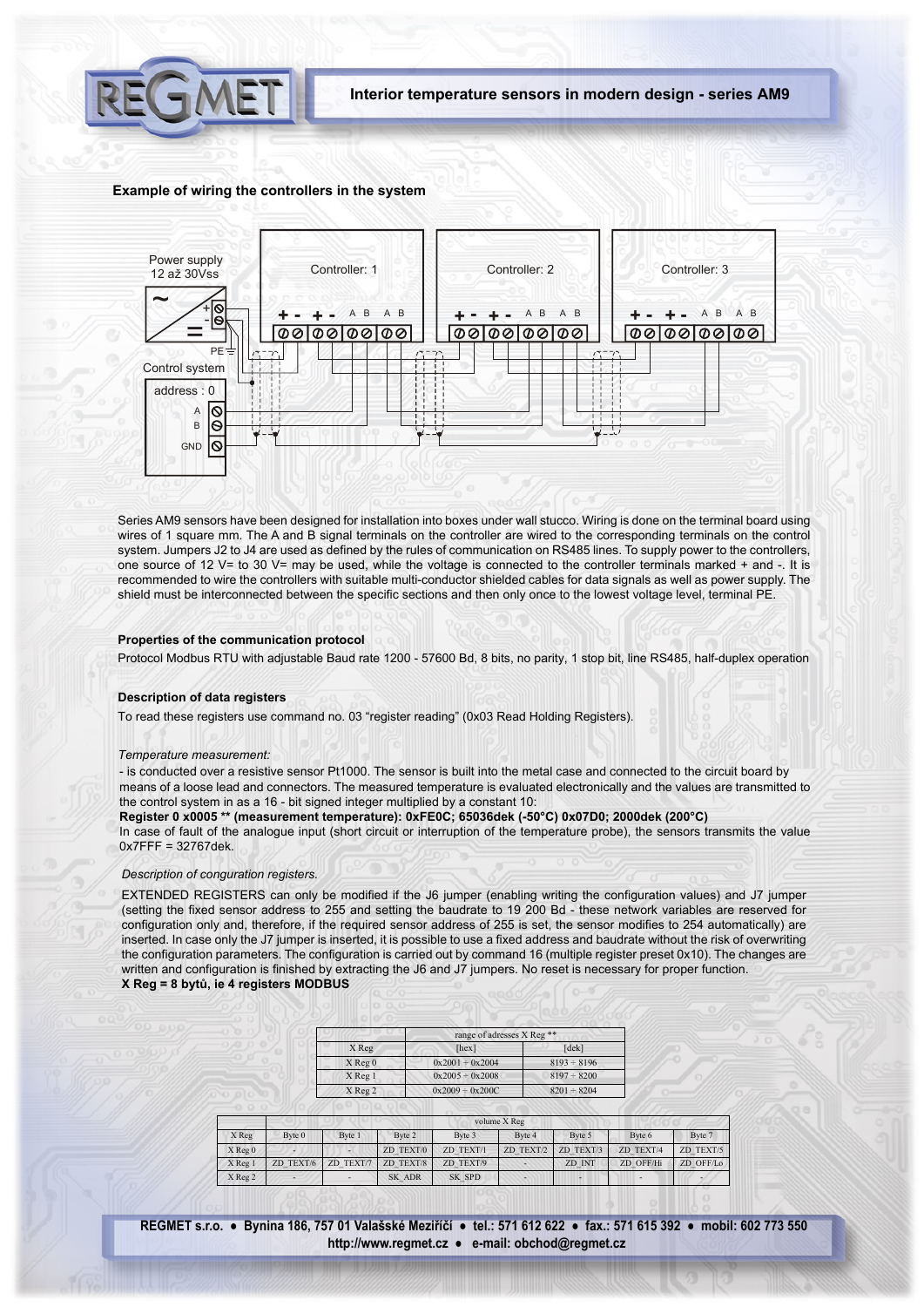## Example of wiring the controllers in the system

Power supply 12 až 30Vss

Controller: 1

Controller: 2

Controller: 3

PE

Control system

address : 0

A

B

GND

Series AM9 sensors have been designed for installation into boxes under wall stucco. Wiring is done on the terminal board using wires of 1 square mm. The A and B signal terminals on the controller are wired to the corresponding terminals on the control system. Jumpers J2 to J4 are used as defined by the rules of communication on RS485 lines. To supply power to the controllers, one source of 12 V= to 30 V= may be used, while the source is connected to the controller terminals marked + and -. It is recommended to wire the controllers with suitable multi-conductor shielded cables for data signals as well as power supply. The shield must be interconnected between the specific sections and then only once to the lowest voltage level, terminal PE.

### Properties of the communication protocol

Protocol Modbus RTU with adjustable Baud rate 1200 - 57600 Bd, 8 bits, no parity, 1 stop bit, line RS485, half-duplex operation

### Description of data registers

To read these registers use command no. 03 “register reading” (0x03 Read Holding Registers).

*Temperature measurement:*

- is conducted over a resistive sensor Pt1000. The sensor is built into the metal case and connected to the circuit board by means of a loose lead and connectors. The measured temperature is evaluated electronically and the values are transmitted to the control system in as a 16 - bit signed integer multiplied by a constant 10:

**Register 0 x0005 ** (measurement temperature): 0xFE0C; 65036dek (-50°C) 0x07D0; 2000dek (200°C)**

In case of fault of the analogue input (short circuit or interruption of the temperature probe), the sensors transmits the value 0x7FFF = 32767dek.

*Description of conguration registers.*

EXTENDED REGISTERS can only be modified if the J6 jumper (enabling writing the configuration values) and J7 jumper (setting the fixed sensor address to 255 and setting the baudrate to 19 200 Bd - these network variables are reserved for configuration only and, therefore, if the required sensor address of 255 is set, the sensor modifies to 254 automatically) are inserted. In case only the J7 jumper is inserted, it is possible to use a fixed address and baudrate without the risk of overwriting the configuration parameters. The configuration is carried out by command 16 (multiple register preset 0x10). The changes are written and configuration is finished by extracting the J6 and J7 jumpers. No reset is necessary for proper function.

**X Reg = 8 bytů, ie 4 registers MODBUS**

| X Reg | range of adresses X Reg ** | |
|---|---|---|
| | [hex] | [dek] |
| X Reg 0 | 0x2001 ÷ 0x2004 | 8193 ÷ 8196 |
| X Reg 1 | 0x2005 ÷ 0x2008 | 8197 ÷ 8200 |
| X Reg 2 | 0x2009 ÷ 0x200C | 8201 ÷ 8204 |

| | volume X Reg | | | | | | | |
|---|---|---|---|---|---|---|---|---|
| X Reg | Byte 0 | Byte 1 | Byte 2 | Byte 3 | Byte 4 | Byte 5 | Byte 6 | Byte 7 |
| X Reg 0 | - | - | ZD_TEXT/0 | ZD_TEXT/1 | ZD_TEXT/2 | ZD_TEXT/3 | ZD_TEXT/4 | ZD_TEXT/5 |
| X Reg 1 | ZD_TEXT/6 | ZD_TEXT/7 | ZD_TEXT/8 | ZD_TEXT/9 | - | ZD_INT | ZD_OFF/Hi | ZD_OFF/Lo |
| X Reg 2 | - | - | SK_ADR | SK_SPD | - | - | - | - |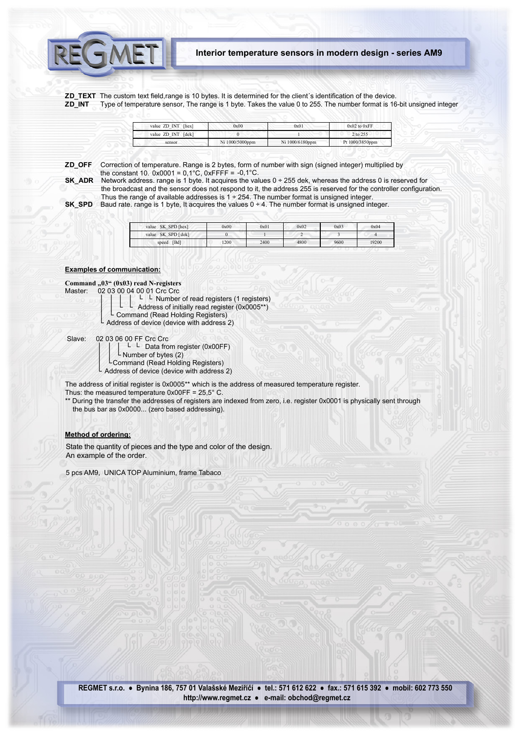**ZD_TEXT** The custom text field,range is 10 bytes. It is determined for the client´s identification of the device.
**ZD_INT** Type of temperature sensor, The range is 1 byte. Takes the value 0 to 255. The number format is 16-bit unsigned integer

| value ZD_INT [hex] | 0x00 | 0x01 | 0x02 to 0xFF |
|---|---|---|---|
| value ZD_INT [dek] | 0 | 1 | 2 to 255 |
| sensor | Ni 1000/5000ppm | Ni 1000/6180ppm | Pt 1000/3850ppm |

**ZD_OFF** Correction of temperature. Range is 2 bytes, form of number with sign (signed integer) multiplied by the constant 10. 0x0001 = 0,1°C, 0xFFFF = -0,1°C.
**SK_ADR** Network address. range is 1 byte. It acquires the values 0 ÷ 255 dek, whereas the address 0 is reserved for the broadcast and the sensor does not respond to it, the address 255 is reserved for the controller configuration. Thus the range of available addresses is 1 ÷ 254. The number format is unsigned integer.
**SK_SPD** Baud rate. range is 1 byte, It acquires the values 0 ÷ 4. The number format is unsigned integer.

| value SK_SPD [hex] | 0x00 | 0x01 | 0x02 | 0x03 | 0x04 |
|---|---|---|---|---|---|
| value SK_SPD [dek] | 0 | 1 | 2 | 3 | 4 |
| speed [Bd] | 1200 | 2400 | 4800 | 9600 | 19200 |

**Examples of communication:**

**Command „03“ (0x03) read N-registers**

```
Master:  02 03 00 04 00 01 Crc Crc
         |  |  |  |  └  └ Number of read registers (1 registers)
         |  |  └  └ Address of initially read register (0x0005**)
         |  └ Command (Read Holding Registers)
         └ Address of device (device with address 2)

Slave:   02 03 06 00 FF Crc Crc
         |  |  |  └  └ Data from register (0x00FF)
         |  |  └ Number of bytes (2)
         |  └ Command (Read Holding Registers)
         └ Address of device (device with address 2)
```

The address of initial register is 0x0005** which is the address of measured temperature register.
Thus: the measured temperature 0x00FF = 25,5° C.
** During the transfer the addresses of registers are indexed from zero, i.e. register 0x0001 is physically sent through the bus bar as 0x0000... (zero based addressing).

**Method of ordering:**

State the quantity of pieces and the type and color of the design.
An example of the order.

5 pcs AM9, UNICA TOP Aluminium, frame Tabaco